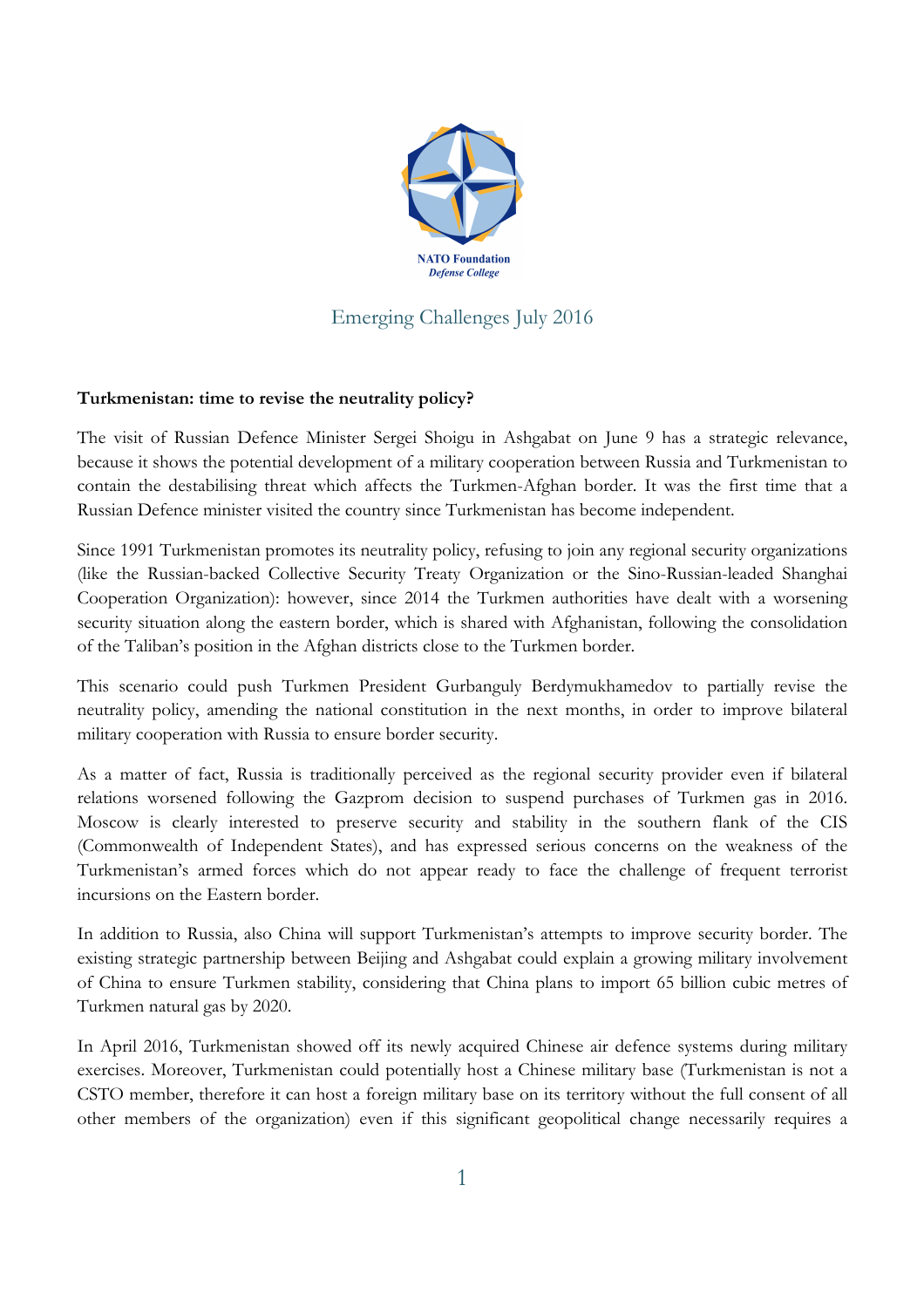NATO Foundation
*Defense College*

Emerging Challenges July 2016

**Turkmenistan: time to revise the neutrality policy?**

The visit of Russian Defence Minister Sergei Shoigu in Ashgabat on June 9 has a strategic relevance, because it shows the potential development of a military cooperation between Russia and Turkmenistan to contain the destabilising threat which affects the Turkmen-Afghan border. It was the first time that a Russian Defence minister visited the country since Turkmenistan has become independent.

Since 1991 Turkmenistan promotes its neutrality policy, refusing to join any regional security organizations (like the Russian-backed Collective Security Treaty Organization or the Sino-Russian-leaded Shanghai Cooperation Organization): however, since 2014 the Turkmen authorities have dealt with a worsening security situation along the eastern border, which is shared with Afghanistan, following the consolidation of the Taliban's position in the Afghan districts close to the Turkmen border.

This scenario could push Turkmen President Gurbanguly Berdymukhamedov to partially revise the neutrality policy, amending the national constitution in the next months, in order to improve bilateral military cooperation with Russia to ensure border security.

As a matter of fact, Russia is traditionally perceived as the regional security provider even if bilateral relations worsened following the Gazprom decision to suspend purchases of Turkmen gas in 2016. Moscow is clearly interested to preserve security and stability in the southern flank of the CIS (Commonwealth of Independent States), and has expressed serious concerns on the weakness of the Turkmenistan's armed forces which do not appear ready to face the challenge of frequent terrorist incursions on the Eastern border.

In addition to Russia, also China will support Turkmenistan's attempts to improve security border. The existing strategic partnership between Beijing and Ashgabat could explain a growing military involvement of China to ensure Turkmen stability, considering that China plans to import 65 billion cubic metres of Turkmen natural gas by 2020.

In April 2016, Turkmenistan showed off its newly acquired Chinese air defence systems during military exercises. Moreover, Turkmenistan could potentially host a Chinese military base (Turkmenistan is not a CSTO member, therefore it can host a foreign military base on its territory without the full consent of all other members of the organization) even if this significant geopolitical change necessarily requires a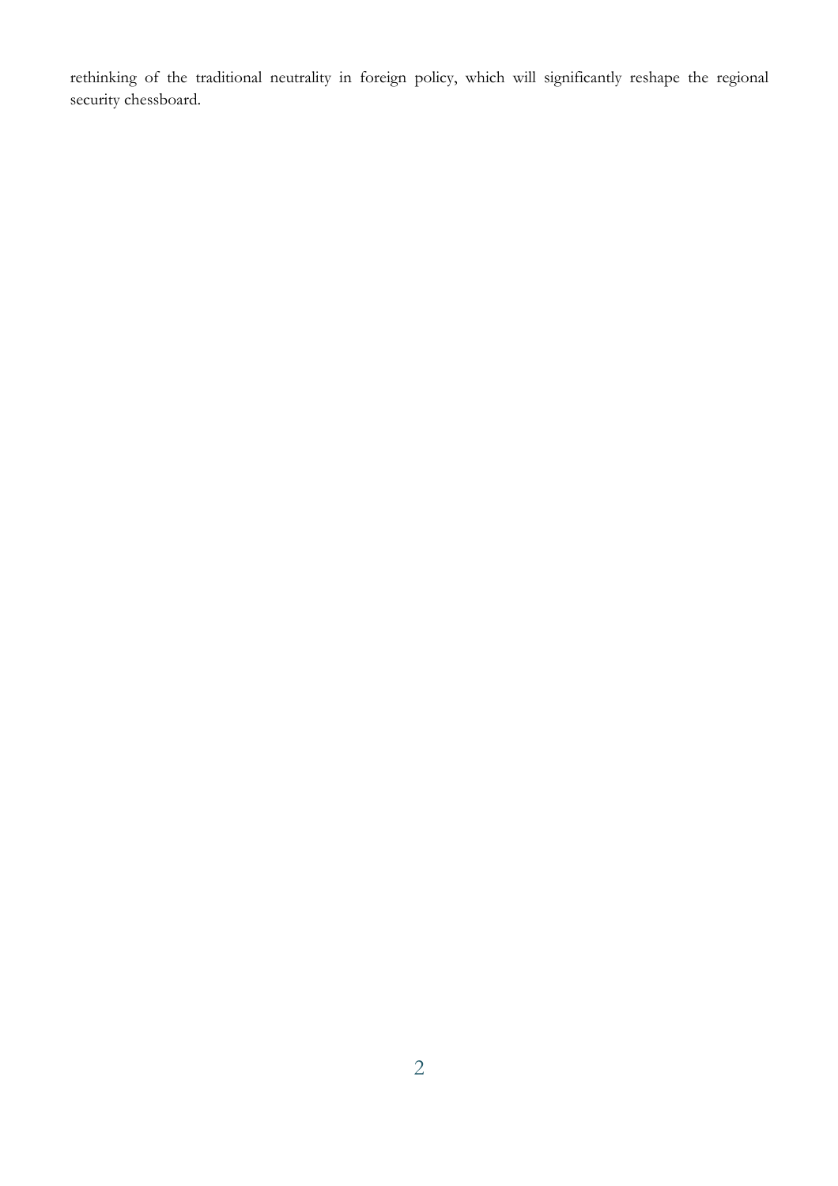rethinking of the traditional neutrality in foreign policy, which will significantly reshape the regional security chessboard.